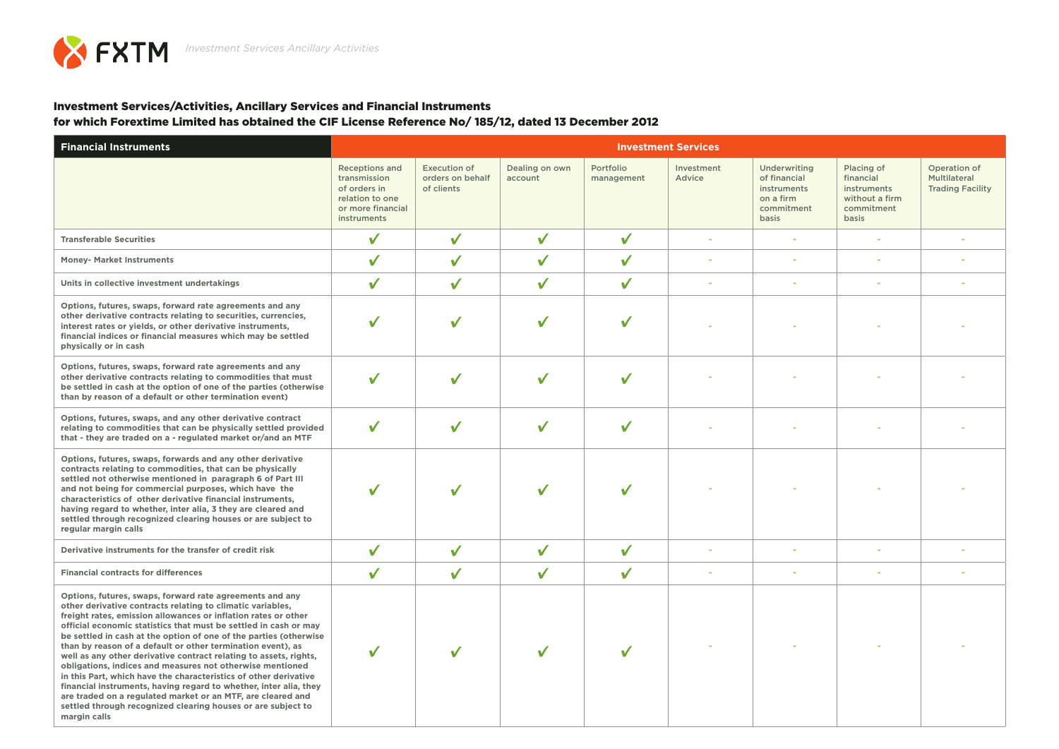FXTM *Investment Services Ancillary Activities*

**Investment Services/Activities, Ancillary Services and Financial Instruments for which Forextime Limited has obtained the CIF License Reference No/ 185/12, dated 13 December 2012**

| **Financial Instruments** | **Investment Services** | | | | | | | |
|---|---|---|---|---|---|---|---|---|
| | Receptions and transmission of orders in relation to one or more financial instruments | Execution of orders on behalf of clients | Dealing on own account | Portfolio management | Investment Advice | Underwriting of financial instruments on a firm commitment basis | Placing of financial instruments without a firm commitment basis | Operation of Multilateral Trading Facility |
| **Transferable Securities** | ✔ | ✔ | ✔ | ✔ | - | - | - | - |
| **Money- Market Instruments** | ✔ | ✔ | ✔ | ✔ | - | - | - | - |
| **Units in collective investment undertakings** | ✔ | ✔ | ✔ | ✔ | - | - | - | - |
| **Options, futures, swaps, forward rate agreements and any other derivative contracts relating to securities, currencies, interest rates or yields, or other derivative instruments, financial indices or financial measures which may be settled physically or in cash** | ✔ | ✔ | ✔ | ✔ | - | - | - | - |
| **Options, futures, swaps, forward rate agreements and any other derivative contracts relating to commodities that must be settled in cash at the option of one of the parties (otherwise than by reason of a default or other termination event)** | ✔ | ✔ | ✔ | ✔ | - | - | - | - |
| **Options, futures, swaps, and any other derivative contract relating to commodities that can be physically settled provided that - they are traded on a - regulated market or/and an MTF** | ✔ | ✔ | ✔ | ✔ | - | - | - | - |
| **Options, futures, swaps, forwards and any other derivative contracts relating to commodities, that can be physically settled not otherwise mentioned in paragraph 6 of Part III and not being for commercial purposes, which have the characteristics of other derivative financial instruments, having regard to whether, inter alia, 3 they are cleared and settled through recognized clearing houses or are subject to regular margin calls** | ✔ | ✔ | ✔ | ✔ | - | - | - | - |
| **Derivative instruments for the transfer of credit risk** | ✔ | ✔ | ✔ | ✔ | - | - | - | - |
| **Financial contracts for differences** | ✔ | ✔ | ✔ | ✔ | - | - | - | - |
| **Options, futures, swaps, forward rate agreements and any other derivative contracts relating to climatic variables, freight rates, emission allowances or inflation rates or other official economic statistics that must be settled in cash or may be settled in cash at the option of one of the parties (otherwise than by reason of a default or other termination event), as well as any other derivative contract relating to assets, rights, obligations, indices and measures not otherwise mentioned in this Part, which have the characteristics of other derivative financial instruments, having regard to whether, inter alia, they are traded on a regulated market or an MTF, are cleared and settled through recognized clearing houses or are subject to margin calls** | ✔ | ✔ | ✔ | ✔ | - | - | - | - |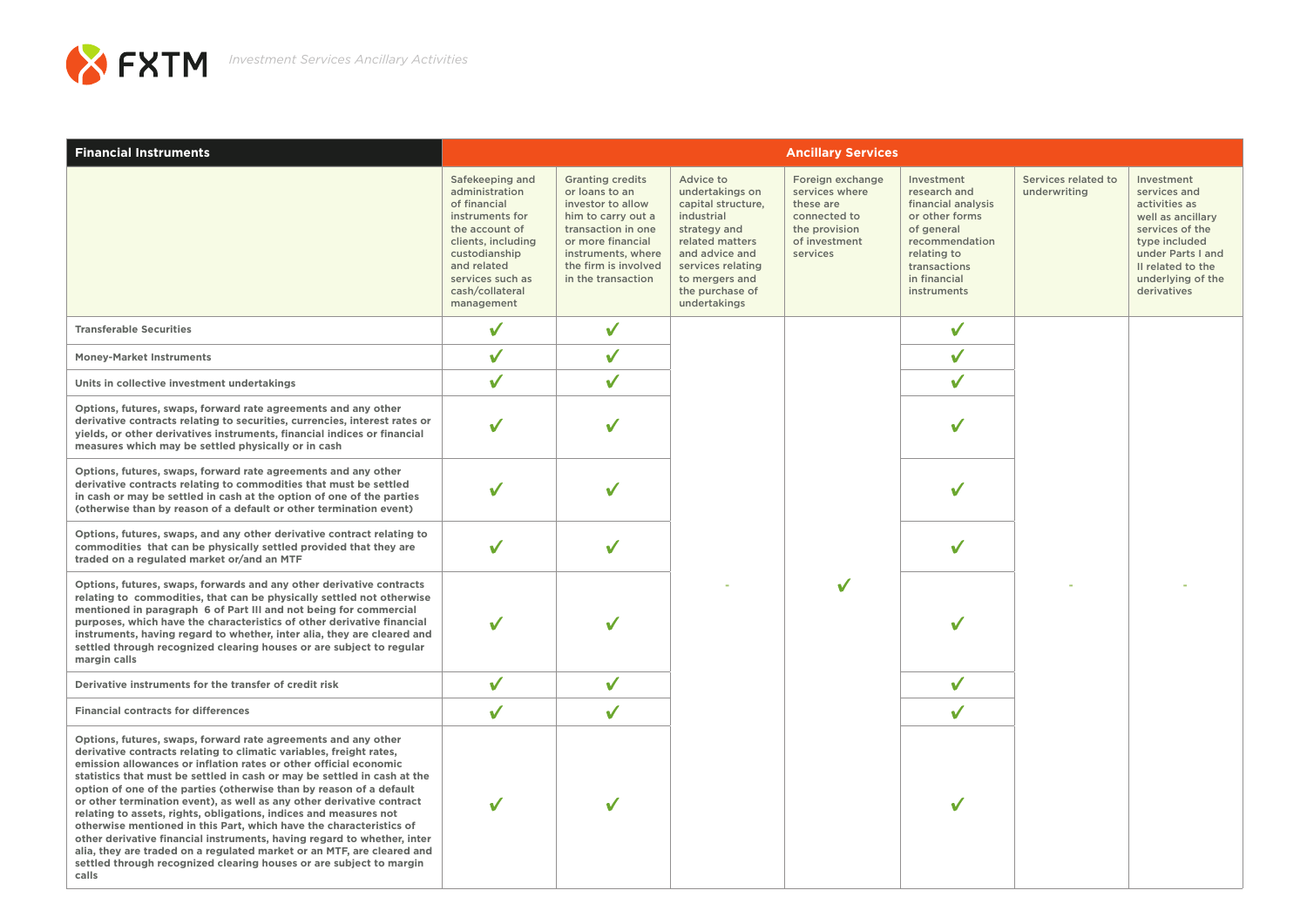*Investment Services Ancillary Activities*

| Financial Instruments | Ancillary Services | | | | | | |
|---|---|---|---|---|---|---|---|
| | Safekeeping and administration of financial instruments for the account of clients, including custodianship and related services such as cash/collateral management | Granting credits or loans to an investor to allow him to carry out a transaction in one or more financial instruments, where the firm is involved in the transaction | Advice to undertakings on capital structure, industrial strategy and related matters and advice and services relating to mergers and the purchase of undertakings | Foreign exchange services where these are connected to the provision of investment services | Investment research and financial analysis or other forms of general recommendation relating to transactions in financial instruments | Services related to underwriting | Investment services and activities as well as ancillary services of the type included under Parts I and II related to the underlying of the derivatives |
| **Transferable Securities** | ✔ | ✔ | - | ✔ | ✔ | - | - |
| **Money-Market Instruments** | ✔ | ✔ | - | ✔ | ✔ | - | - |
| **Units in collective investment undertakings** | ✔ | ✔ | - | ✔ | ✔ | - | - |
| **Options, futures, swaps, forward rate agreements and any other derivative contracts relating to securities, currencies, interest rates or yields, or other derivatives instruments, financial indices or financial measures which may be settled physically or in cash** | ✔ | ✔ | - | ✔ | ✔ | - | - |
| **Options, futures, swaps, forward rate agreements and any other derivative contracts relating to commodities that must be settled in cash or may be settled in cash at the option of one of the parties (otherwise than by reason of a default or other termination event)** | ✔ | ✔ | - | ✔ | ✔ | - | - |
| **Options, futures, swaps, and any other derivative contract relating to commodities that can be physically settled provided that they are traded on a regulated market or/and an MTF** | ✔ | ✔ | - | ✔ | ✔ | - | - |
| **Options, futures, swaps, forwards and any other derivative contracts relating to commodities, that can be physically settled not otherwise mentioned in paragraph 6 of Part III and not being for commercial purposes, which have the characteristics of other derivative financial instruments, having regard to whether, inter alia, they are cleared and settled through recognized clearing houses or are subject to regular margin calls** | ✔ | ✔ | - | ✔ | ✔ | - | - |
| **Derivative instruments for the transfer of credit risk** | ✔ | ✔ | - | ✔ | ✔ | - | - |
| **Financial contracts for differences** | ✔ | ✔ | - | ✔ | ✔ | - | - |
| **Options, futures, swaps, forward rate agreements and any other derivative contracts relating to climatic variables, freight rates, emission allowances or inflation rates or other official economic statistics that must be settled in cash or may be settled in cash at the option of one of the parties (otherwise than by reason of a default or other termination event), as well as any other derivative contract relating to assets, rights, obligations, indices and measures not otherwise mentioned in this Part, which have the characteristics of other derivative financial instruments, having regard to whether, inter alia, they are traded on a regulated market or an MTF, are cleared and settled through recognized clearing houses or are subject to margin calls** | ✔ | ✔ | - | ✔ | ✔ | - | - |